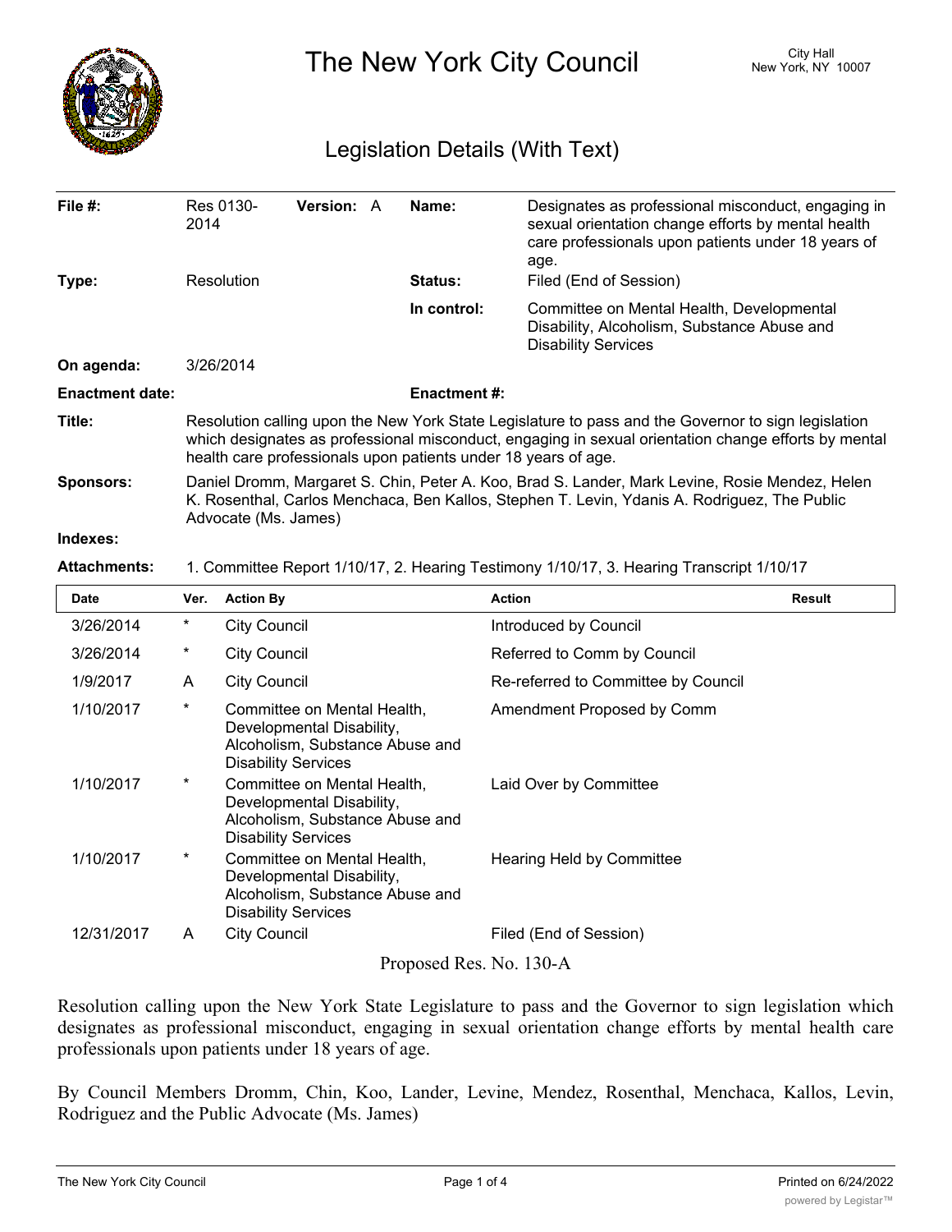# The New York City Council

City Hall
New York, NY 10007

## Legislation Details (With Text)

| | | | |
|---|---|---|---|
| **File #:** | Res 0130-2014 **Version:** A | **Name:** | Designates as professional misconduct, engaging in sexual orientation change efforts by mental health care professionals upon patients under 18 years of age. |
| **Type:** | Resolution | **Status:** | Filed (End of Session) |
| | | **In control:** | Committee on Mental Health, Developmental Disability, Alcoholism, Substance Abuse and Disability Services |
| **On agenda:** | 3/26/2014 | | |
| **Enactment date:** | | **Enactment #:** | |

**Title:** Resolution calling upon the New York State Legislature to pass and the Governor to sign legislation which designates as professional misconduct, engaging in sexual orientation change efforts by mental health care professionals upon patients under 18 years of age.

**Sponsors:** Daniel Dromm, Margaret S. Chin, Peter A. Koo, Brad S. Lander, Mark Levine, Rosie Mendez, Helen K. Rosenthal, Carlos Menchaca, Ben Kallos, Stephen T. Levin, Ydanis A. Rodriguez, The Public Advocate (Ms. James)

**Indexes:**

**Attachments:** 1. Committee Report 1/10/17, 2. Hearing Testimony 1/10/17, 3. Hearing Transcript 1/10/17

| Date | Ver. | Action By | Action | Result |
|---|---|---|---|---|
| 3/26/2014 | * | City Council | Introduced by Council | |
| 3/26/2014 | * | City Council | Referred to Comm by Council | |
| 1/9/2017 | A | City Council | Re-referred to Committee by Council | |
| 1/10/2017 | * | Committee on Mental Health, Developmental Disability, Alcoholism, Substance Abuse and Disability Services | Amendment Proposed by Comm | |
| 1/10/2017 | * | Committee on Mental Health, Developmental Disability, Alcoholism, Substance Abuse and Disability Services | Laid Over by Committee | |
| 1/10/2017 | * | Committee on Mental Health, Developmental Disability, Alcoholism, Substance Abuse and Disability Services | Hearing Held by Committee | |
| 12/31/2017 | A | City Council | Filed (End of Session) | |

Proposed Res. No. 130-A

Resolution calling upon the New York State Legislature to pass and the Governor to sign legislation which designates as professional misconduct, engaging in sexual orientation change efforts by mental health care professionals upon patients under 18 years of age.

By Council Members Dromm, Chin, Koo, Lander, Levine, Mendez, Rosenthal, Menchaca, Kallos, Levin, Rodriguez and the Public Advocate (Ms. James)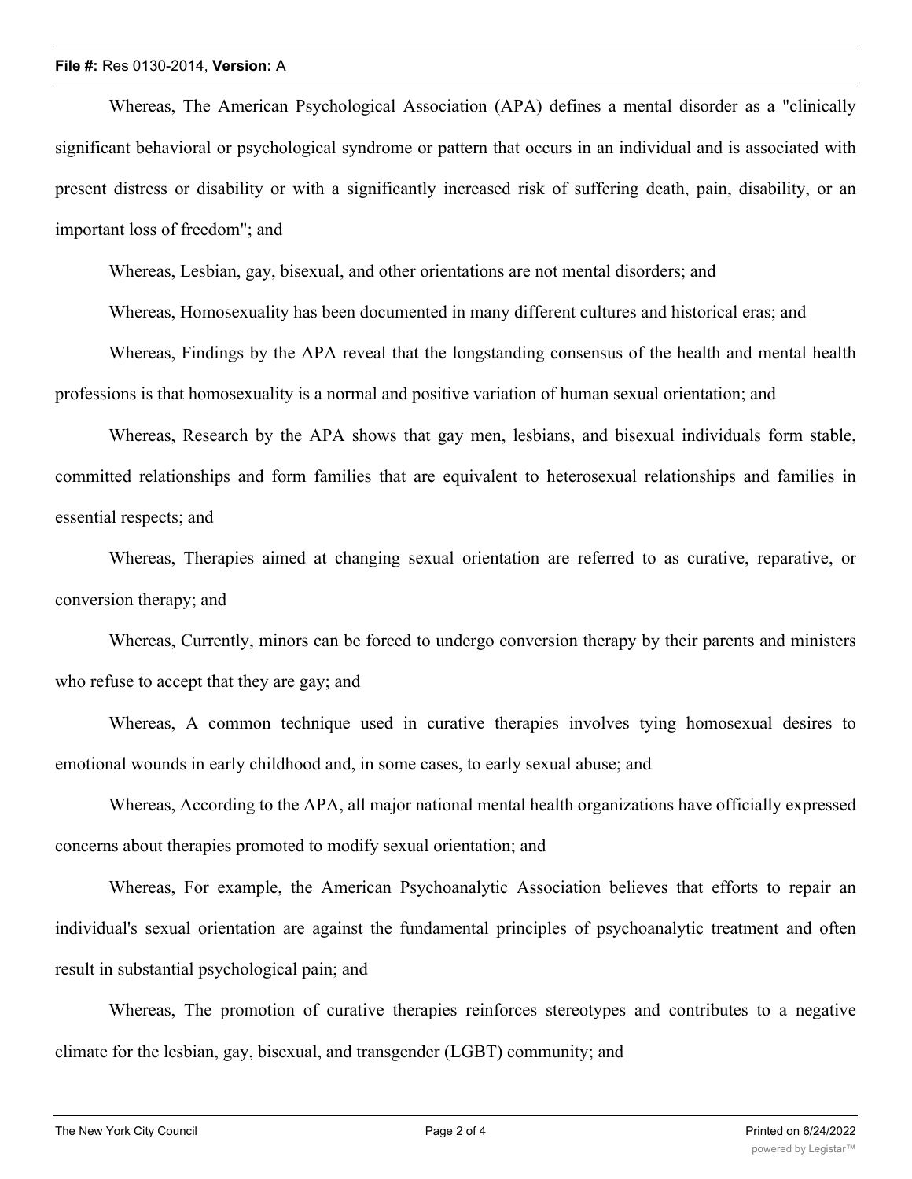Whereas, The American Psychological Association (APA) defines a mental disorder as a "clinically significant behavioral or psychological syndrome or pattern that occurs in an individual and is associated with present distress or disability or with a significantly increased risk of suffering death, pain, disability, or an important loss of freedom"; and

Whereas, Lesbian, gay, bisexual, and other orientations are not mental disorders; and

Whereas, Homosexuality has been documented in many different cultures and historical eras; and

Whereas, Findings by the APA reveal that the longstanding consensus of the health and mental health professions is that homosexuality is a normal and positive variation of human sexual orientation; and

Whereas, Research by the APA shows that gay men, lesbians, and bisexual individuals form stable, committed relationships and form families that are equivalent to heterosexual relationships and families in essential respects; and

Whereas, Therapies aimed at changing sexual orientation are referred to as curative, reparative, or conversion therapy; and

Whereas, Currently, minors can be forced to undergo conversion therapy by their parents and ministers who refuse to accept that they are gay; and

Whereas, A common technique used in curative therapies involves tying homosexual desires to emotional wounds in early childhood and, in some cases, to early sexual abuse; and

Whereas, According to the APA, all major national mental health organizations have officially expressed concerns about therapies promoted to modify sexual orientation; and

Whereas, For example, the American Psychoanalytic Association believes that efforts to repair an individual's sexual orientation are against the fundamental principles of psychoanalytic treatment and often result in substantial psychological pain; and

Whereas, The promotion of curative therapies reinforces stereotypes and contributes to a negative climate for the lesbian, gay, bisexual, and transgender (LGBT) community; and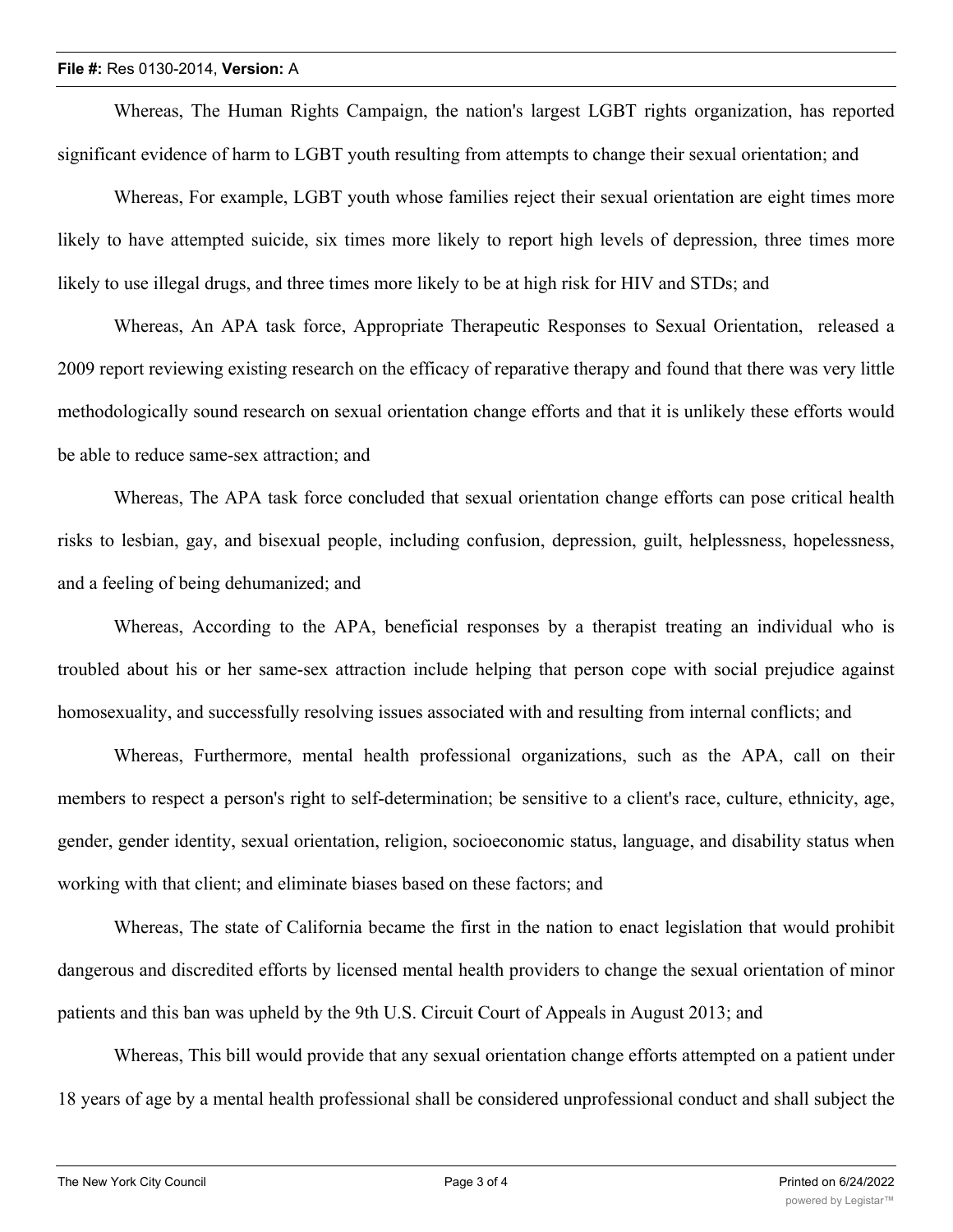Whereas, The Human Rights Campaign, the nation's largest LGBT rights organization, has reported significant evidence of harm to LGBT youth resulting from attempts to change their sexual orientation; and

Whereas, For example, LGBT youth whose families reject their sexual orientation are eight times more likely to have attempted suicide, six times more likely to report high levels of depression, three times more likely to use illegal drugs, and three times more likely to be at high risk for HIV and STDs; and

Whereas, An APA task force, Appropriate Therapeutic Responses to Sexual Orientation, released a 2009 report reviewing existing research on the efficacy of reparative therapy and found that there was very little methodologically sound research on sexual orientation change efforts and that it is unlikely these efforts would be able to reduce same-sex attraction; and

Whereas, The APA task force concluded that sexual orientation change efforts can pose critical health risks to lesbian, gay, and bisexual people, including confusion, depression, guilt, helplessness, hopelessness, and a feeling of being dehumanized; and

Whereas, According to the APA, beneficial responses by a therapist treating an individual who is troubled about his or her same-sex attraction include helping that person cope with social prejudice against homosexuality, and successfully resolving issues associated with and resulting from internal conflicts; and

Whereas, Furthermore, mental health professional organizations, such as the APA, call on their members to respect a person's right to self-determination; be sensitive to a client's race, culture, ethnicity, age, gender, gender identity, sexual orientation, religion, socioeconomic status, language, and disability status when working with that client; and eliminate biases based on these factors; and

Whereas, The state of California became the first in the nation to enact legislation that would prohibit dangerous and discredited efforts by licensed mental health providers to change the sexual orientation of minor patients and this ban was upheld by the 9th U.S. Circuit Court of Appeals in August 2013; and

Whereas, This bill would provide that any sexual orientation change efforts attempted on a patient under 18 years of age by a mental health professional shall be considered unprofessional conduct and shall subject the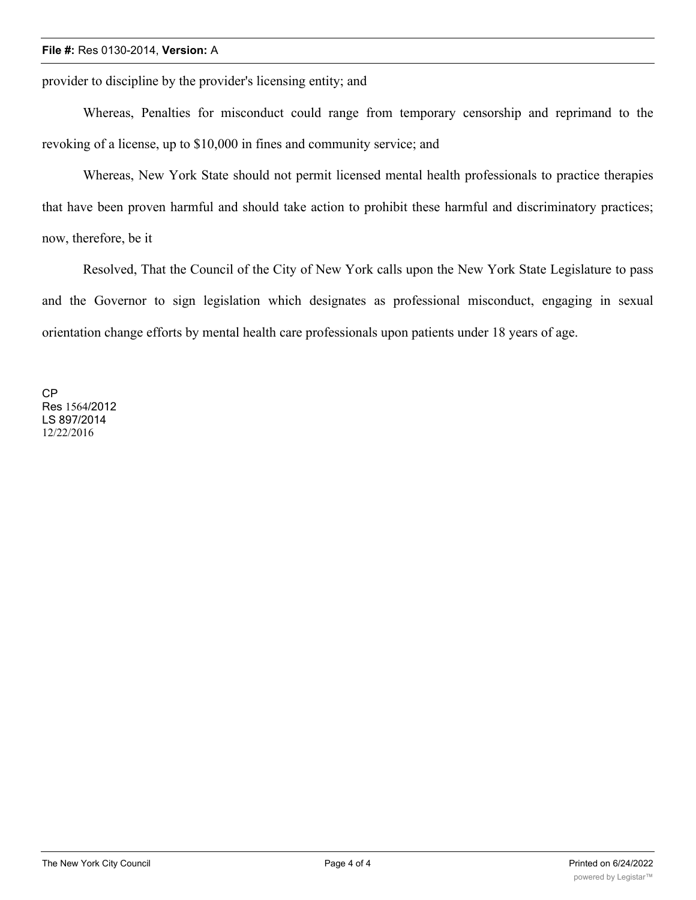provider to discipline by the provider's licensing entity; and

Whereas, Penalties for misconduct could range from temporary censorship and reprimand to the revoking of a license, up to $10,000 in fines and community service; and

Whereas, New York State should not permit licensed mental health professionals to practice therapies that have been proven harmful and should take action to prohibit these harmful and discriminatory practices; now, therefore, be it

Resolved, That the Council of the City of New York calls upon the New York State Legislature to pass and the Governor to sign legislation which designates as professional misconduct, engaging in sexual orientation change efforts by mental health care professionals upon patients under 18 years of age.

CP
Res 1564/2012
LS 897/2014
12/22/2016